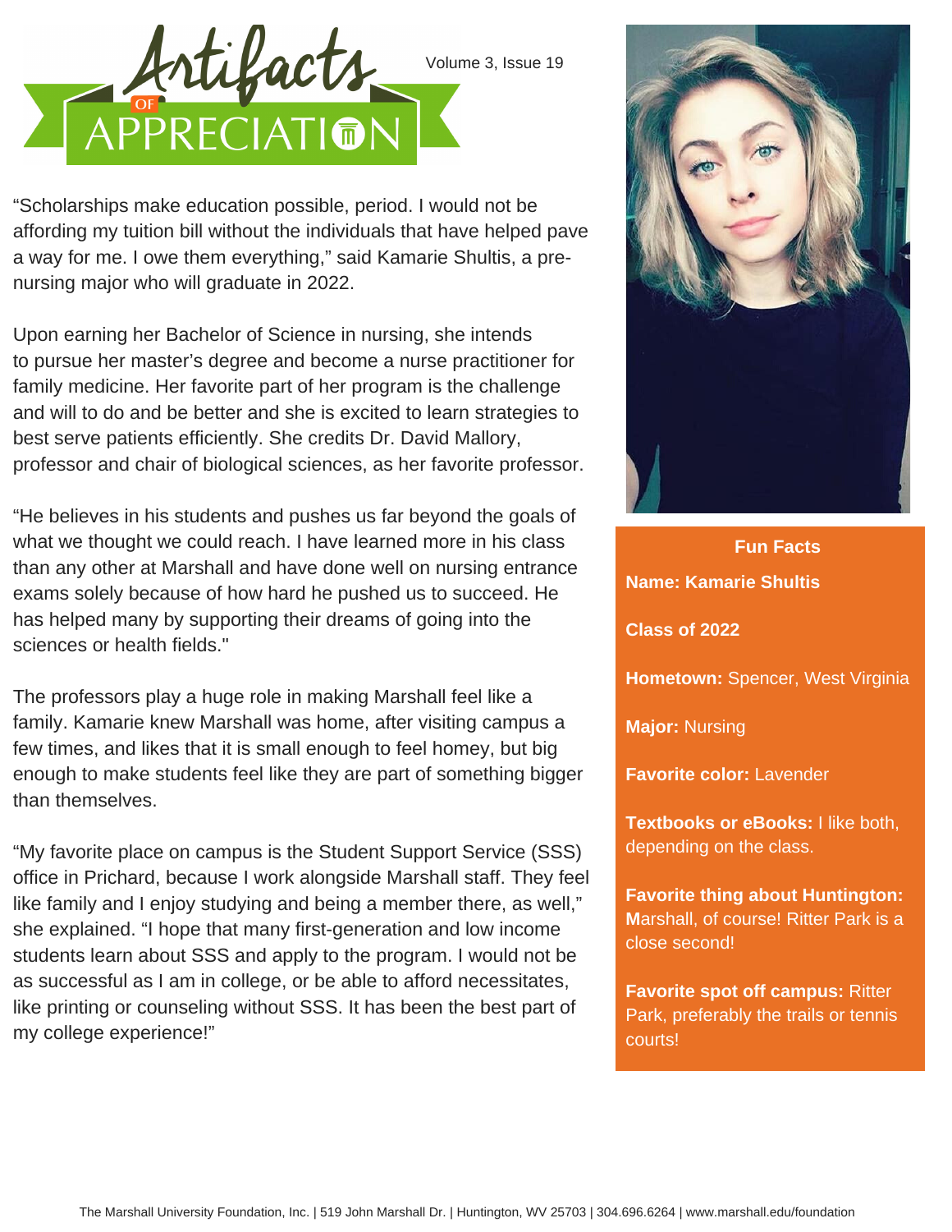# Artifacts of Appreciation

Volume 3, Issue 19

"Scholarships make education possible, period. I would not be affording my tuition bill without the individuals that have helped pave a way for me. I owe them everything," said Kamarie Shultis, a pre-nursing major who will graduate in 2022.

Upon earning her Bachelor of Science in nursing, she intends to pursue her master's degree and become a nurse practitioner for family medicine. Her favorite part of her program is the challenge and will to do and be better and she is excited to learn strategies to best serve patients efficiently. She credits Dr. David Mallory, professor and chair of biological sciences, as her favorite professor.

"He believes in his students and pushes us far beyond the goals of what we thought we could reach. I have learned more in his class than any other at Marshall and have done well on nursing entrance exams solely because of how hard he pushed us to succeed. He has helped many by supporting their dreams of going into the sciences or health fields."

The professors play a huge role in making Marshall feel like a family. Kamarie knew Marshall was home, after visiting campus a few times, and likes that it is small enough to feel homey, but big enough to make students feel like they are part of something bigger than themselves.

"My favorite place on campus is the Student Support Service (SSS) office in Prichard, because I work alongside Marshall staff. They feel like family and I enjoy studying and being a member there, as well," she explained. "I hope that many first-generation and low income students learn about SSS and apply to the program. I would not be as successful as I am in college, or be able to afford necessitates, like printing or counseling without SSS. It has been the best part of my college experience!"

**Fun Facts**

**Name: Kamarie Shultis**

**Class of 2022**

**Hometown:** Spencer, West Virginia

**Major:** Nursing

**Favorite color:** Lavender

**Textbooks or eBooks:** I like both, depending on the class.

**Favorite thing about Huntington:** Marshall, of course! Ritter Park is a close second!

**Favorite spot off campus:** Ritter Park, preferably the trails or tennis courts!

The Marshall University Foundation, Inc. | 519 John Marshall Dr. | Huntington, WV 25703 | 304.696.6264 | www.marshall.edu/foundation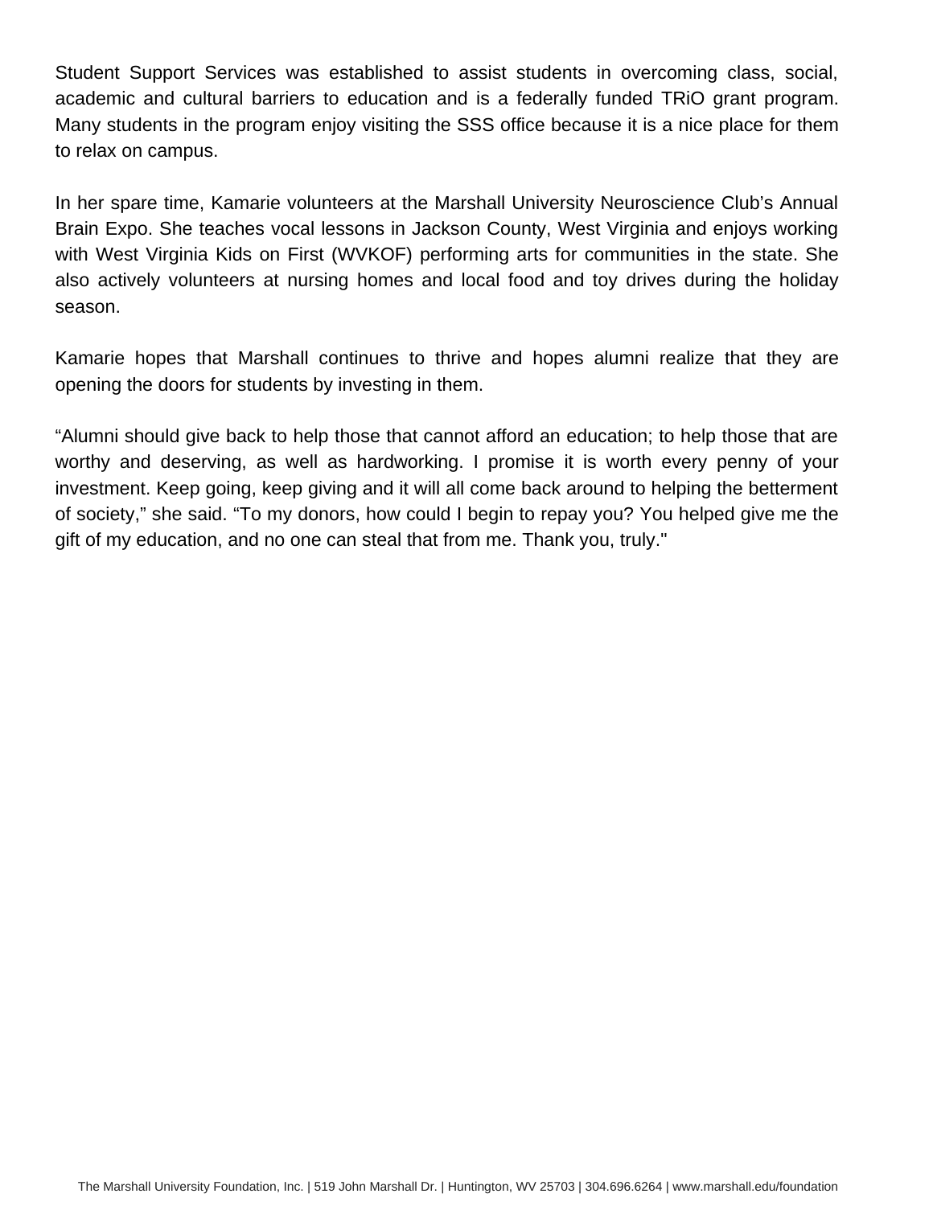Student Support Services was established to assist students in overcoming class, social, academic and cultural barriers to education and is a federally funded TRiO grant program. Many students in the program enjoy visiting the SSS office because it is a nice place for them to relax on campus.

In her spare time, Kamarie volunteers at the Marshall University Neuroscience Club's Annual Brain Expo. She teaches vocal lessons in Jackson County, West Virginia and enjoys working with West Virginia Kids on First (WVKOF) performing arts for communities in the state. She also actively volunteers at nursing homes and local food and toy drives during the holiday season.

Kamarie hopes that Marshall continues to thrive and hopes alumni realize that they are opening the doors for students by investing in them.

"Alumni should give back to help those that cannot afford an education; to help those that are worthy and deserving, as well as hardworking. I promise it is worth every penny of your investment. Keep going, keep giving and it will all come back around to helping the betterment of society," she said. "To my donors, how could I begin to repay you? You helped give me the gift of my education, and no one can steal that from me. Thank you, truly."